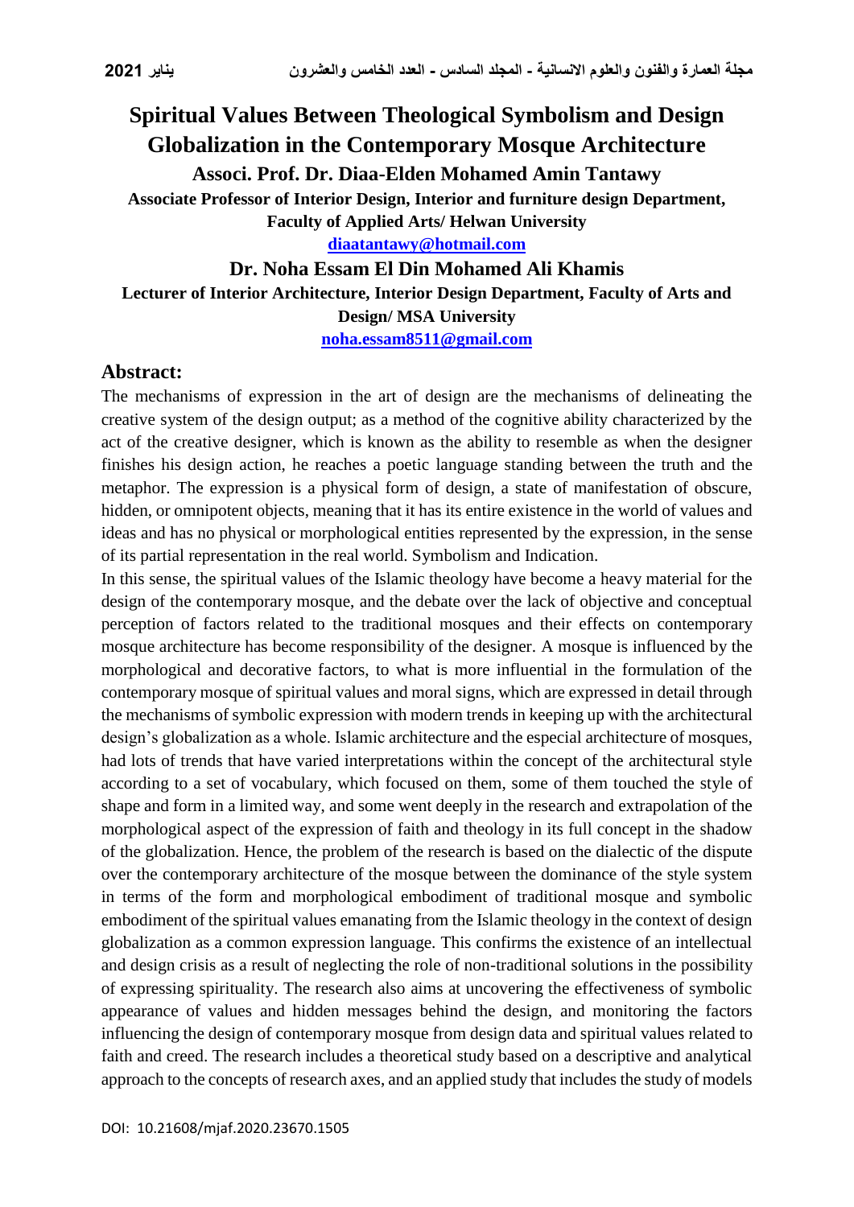# Spiritual Values Between Theological Symbolism and Design Globalization in the Contemporary Mosque Architecture

**Associ. Prof. Dr. Diaa-Elden Mohamed Amin Tantawy**

**Associate Professor of Interior Design, Interior and furniture design Department, Faculty of Applied Arts/ Helwan University**

**diaatantawy@hotmail.com**

**Dr. Noha Essam El Din Mohamed Ali Khamis**

**Lecturer of Interior Architecture, Interior Design Department, Faculty of Arts and Design/ MSA University**

**noha.essam8511@gmail.com**

## Abstract:

The mechanisms of expression in the art of design are the mechanisms of delineating the creative system of the design output; as a method of the cognitive ability characterized by the act of the creative designer, which is known as the ability to resemble as when the designer finishes his design action, he reaches a poetic language standing between the truth and the metaphor. The expression is a physical form of design, a state of manifestation of obscure, hidden, or omnipotent objects, meaning that it has its entire existence in the world of values and ideas and has no physical or morphological entities represented by the expression, in the sense of its partial representation in the real world. Symbolism and Indication.

In this sense, the spiritual values of the Islamic theology have become a heavy material for the design of the contemporary mosque, and the debate over the lack of objective and conceptual perception of factors related to the traditional mosques and their effects on contemporary mosque architecture has become responsibility of the designer. A mosque is influenced by the morphological and decorative factors, to what is more influential in the formulation of the contemporary mosque of spiritual values and moral signs, which are expressed in detail through the mechanisms of symbolic expression with modern trends in keeping up with the architectural design's globalization as a whole. Islamic architecture and the especial architecture of mosques, had lots of trends that have varied interpretations within the concept of the architectural style according to a set of vocabulary, which focused on them, some of them touched the style of shape and form in a limited way, and some went deeply in the research and extrapolation of the morphological aspect of the expression of faith and theology in its full concept in the shadow of the globalization. Hence, the problem of the research is based on the dialectic of the dispute over the contemporary architecture of the mosque between the dominance of the style system in terms of the form and morphological embodiment of traditional mosque and symbolic embodiment of the spiritual values emanating from the Islamic theology in the context of design globalization as a common expression language. This confirms the existence of an intellectual and design crisis as a result of neglecting the role of non-traditional solutions in the possibility of expressing spirituality. The research also aims at uncovering the effectiveness of symbolic appearance of values and hidden messages behind the design, and monitoring the factors influencing the design of contemporary mosque from design data and spiritual values related to faith and creed. The research includes a theoretical study based on a descriptive and analytical approach to the concepts of research axes, and an applied study that includes the study of models

DOI: 10.21608/mjaf.2020.23670.1505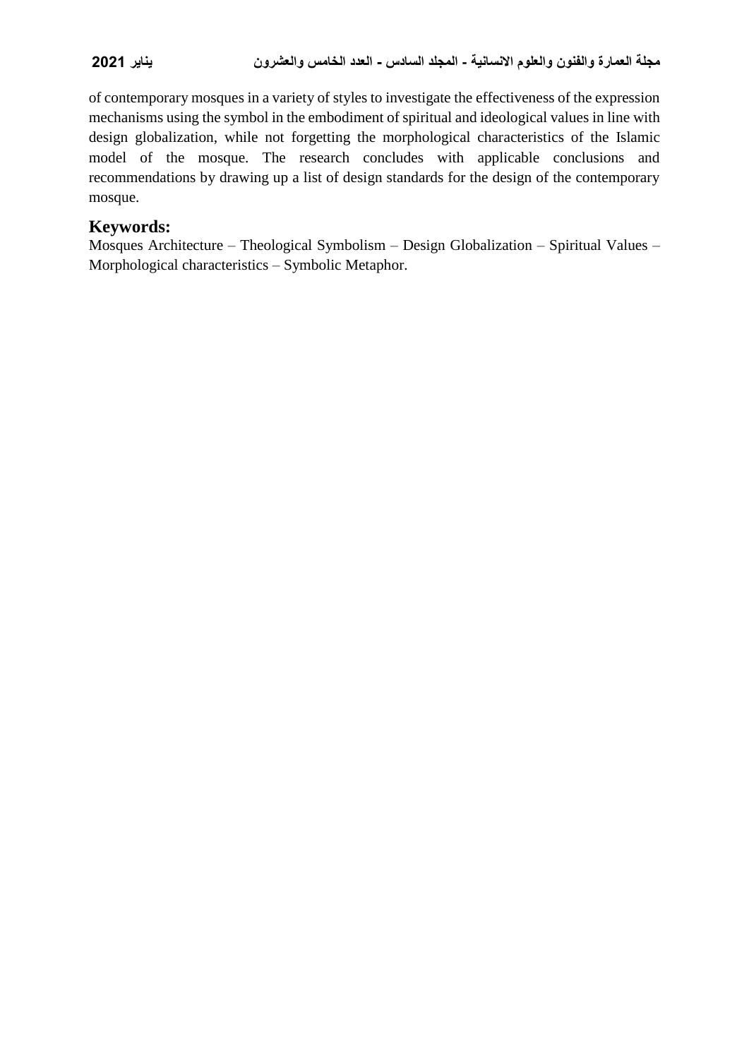of contemporary mosques in a variety of styles to investigate the effectiveness of the expression mechanisms using the symbol in the embodiment of spiritual and ideological values in line with design globalization, while not forgetting the morphological characteristics of the Islamic model of the mosque. The research concludes with applicable conclusions and recommendations by drawing up a list of design standards for the design of the contemporary mosque.

## Keywords:

Mosques Architecture – Theological Symbolism – Design Globalization – Spiritual Values – Morphological characteristics – Symbolic Metaphor.